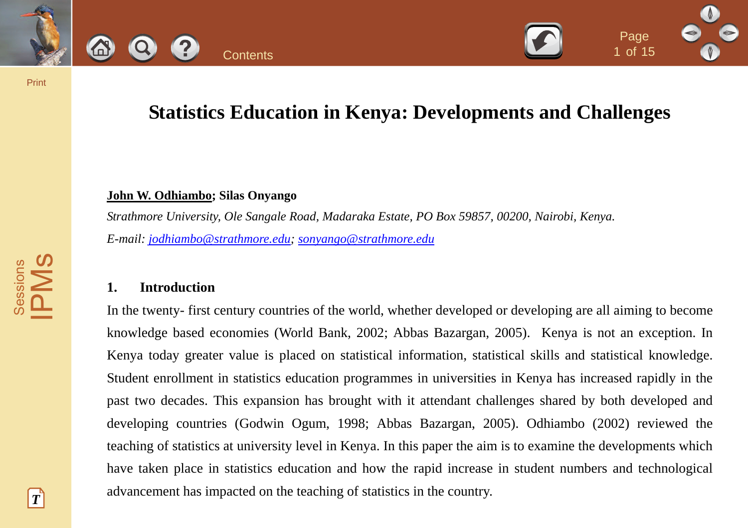# Statistics Education in Kenya: Developments and Challenges

**John W. Odhiambo; Silas Onyango**

*Strathmore University, Ole Sangale Road, Madaraka Estate, PO Box 59857, 00200, Nairobi, Kenya.*

*E-mail: jodhiambo@strathmore.edu; sonyango@strathmore.edu*

## 1. Introduction

In the twenty- first century countries of the world, whether developed or developing are all aiming to become knowledge based economies (World Bank, 2002; Abbas Bazargan, 2005). Kenya is not an exception. In Kenya today greater value is placed on statistical information, statistical skills and statistical knowledge. Student enrollment in statistics education programmes in universities in Kenya has increased rapidly in the past two decades. This expansion has brought with it attendant challenges shared by both developed and developing countries (Godwin Ogum, 1998; Abbas Bazargan, 2005). Odhiambo (2002) reviewed the teaching of statistics at university level in Kenya. In this paper the aim is to examine the developments which have taken place in statistics education and how the rapid increase in student numbers and technological advancement has impacted on the teaching of statistics in the country.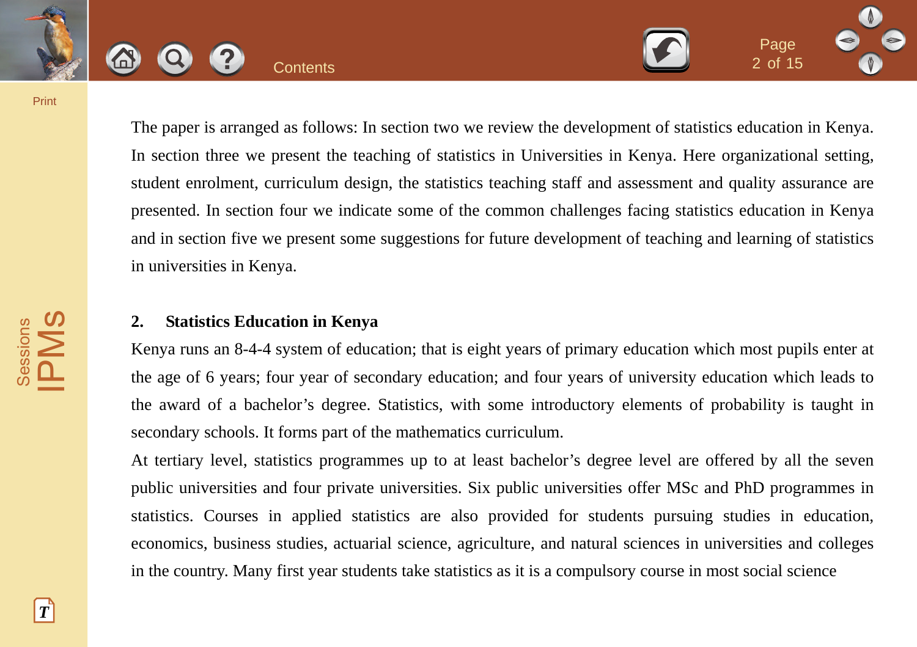The paper is arranged as follows: In section two we review the development of statistics education in Kenya. In section three we present the teaching of statistics in Universities in Kenya. Here organizational setting, student enrolment, curriculum design, the statistics teaching staff and assessment and quality assurance are presented. In section four we indicate some of the common challenges facing statistics education in Kenya and in section five we present some suggestions for future development of teaching and learning of statistics in universities in Kenya.

## 2. Statistics Education in Kenya

Kenya runs an 8-4-4 system of education; that is eight years of primary education which most pupils enter at the age of 6 years; four year of secondary education; and four years of university education which leads to the award of a bachelor's degree. Statistics, with some introductory elements of probability is taught in secondary schools. It forms part of the mathematics curriculum.

At tertiary level, statistics programmes up to at least bachelor's degree level are offered by all the seven public universities and four private universities. Six public universities offer MSc and PhD programmes in statistics. Courses in applied statistics are also provided for students pursuing studies in education, economics, business studies, actuarial science, agriculture, and natural sciences in universities and colleges in the country. Many first year students take statistics as it is a compulsory course in most social science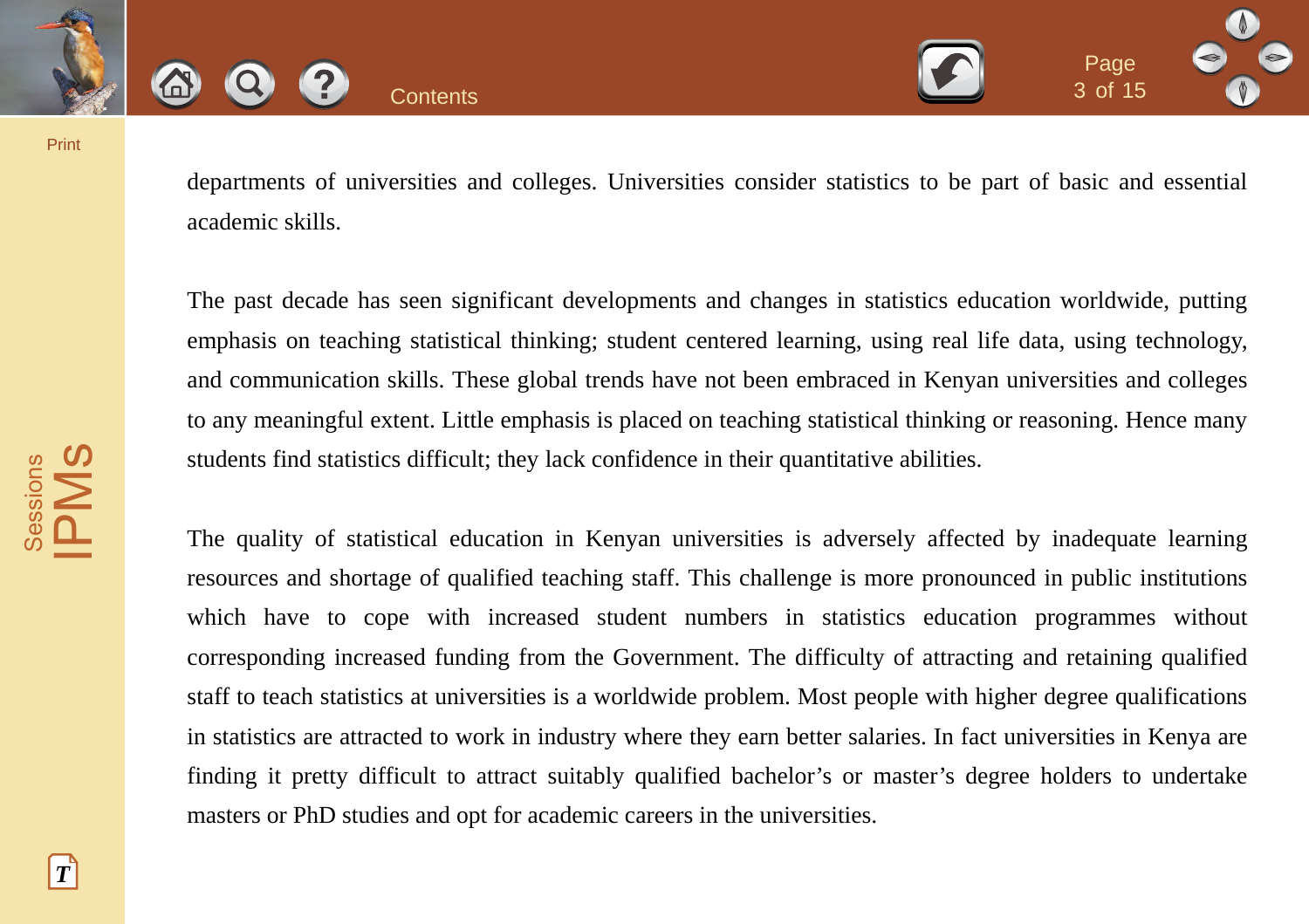departments of universities and colleges. Universities consider statistics to be part of basic and essential academic skills.

The past decade has seen significant developments and changes in statistics education worldwide, putting emphasis on teaching statistical thinking; student centered learning, using real life data, using technology, and communication skills. These global trends have not been embraced in Kenyan universities and colleges to any meaningful extent. Little emphasis is placed on teaching statistical thinking or reasoning. Hence many students find statistics difficult; they lack confidence in their quantitative abilities.

The quality of statistical education in Kenyan universities is adversely affected by inadequate learning resources and shortage of qualified teaching staff. This challenge is more pronounced in public institutions which have to cope with increased student numbers in statistics education programmes without corresponding increased funding from the Government. The difficulty of attracting and retaining qualified staff to teach statistics at universities is a worldwide problem. Most people with higher degree qualifications in statistics are attracted to work in industry where they earn better salaries. In fact universities in Kenya are finding it pretty difficult to attract suitably qualified bachelor's or master's degree holders to undertake masters or PhD studies and opt for academic careers in the universities.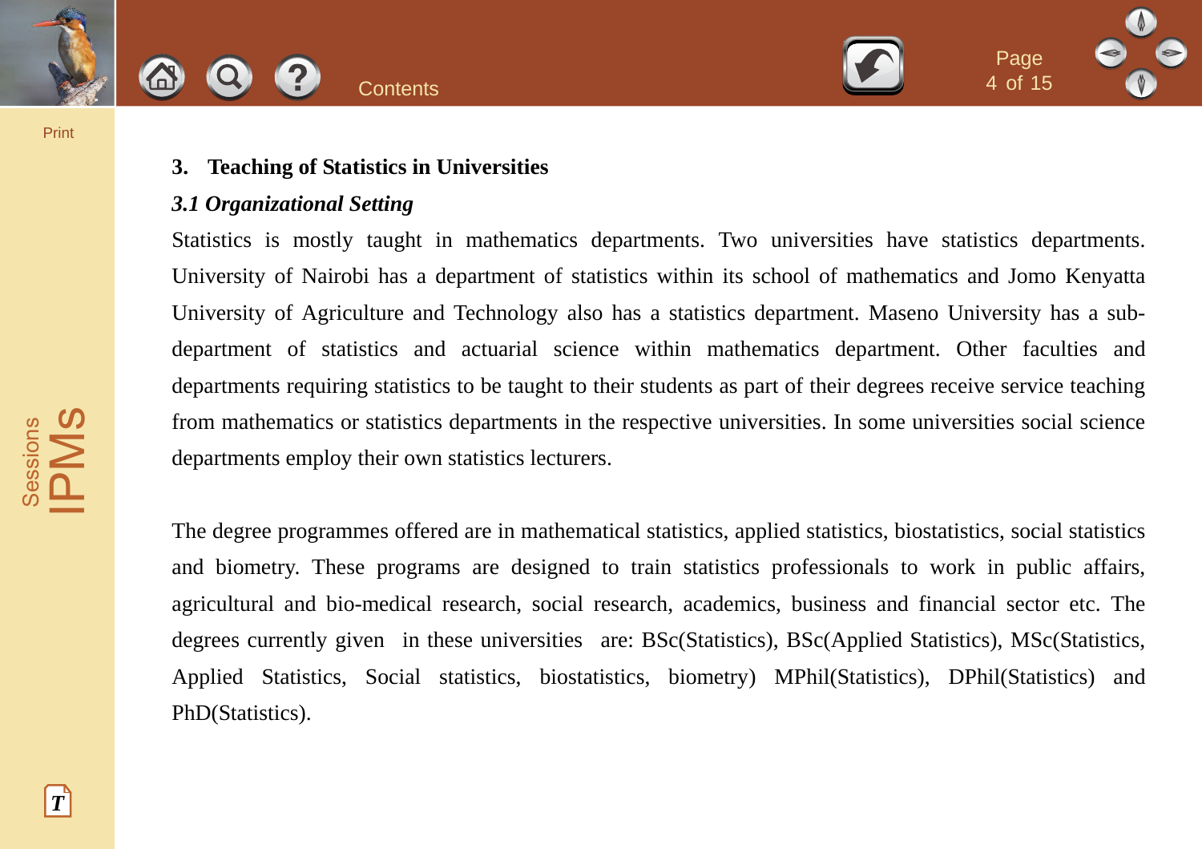## 3. Teaching of Statistics in Universities

### *3.1 Organizational Setting*

Statistics is mostly taught in mathematics departments. Two universities have statistics departments. University of Nairobi has a department of statistics within its school of mathematics and Jomo Kenyatta University of Agriculture and Technology also has a statistics department. Maseno University has a sub-department of statistics and actuarial science within mathematics department. Other faculties and departments requiring statistics to be taught to their students as part of their degrees receive service teaching from mathematics or statistics departments in the respective universities. In some universities social science departments employ their own statistics lecturers.

The degree programmes offered are in mathematical statistics, applied statistics, biostatistics, social statistics and biometry. These programs are designed to train statistics professionals to work in public affairs, agricultural and bio-medical research, social research, academics, business and financial sector etc. The degrees currently given in these universities are: BSc(Statistics), BSc(Applied Statistics), MSc(Statistics, Applied Statistics, Social statistics, biostatistics, biometry) MPhil(Statistics), DPhil(Statistics) and PhD(Statistics).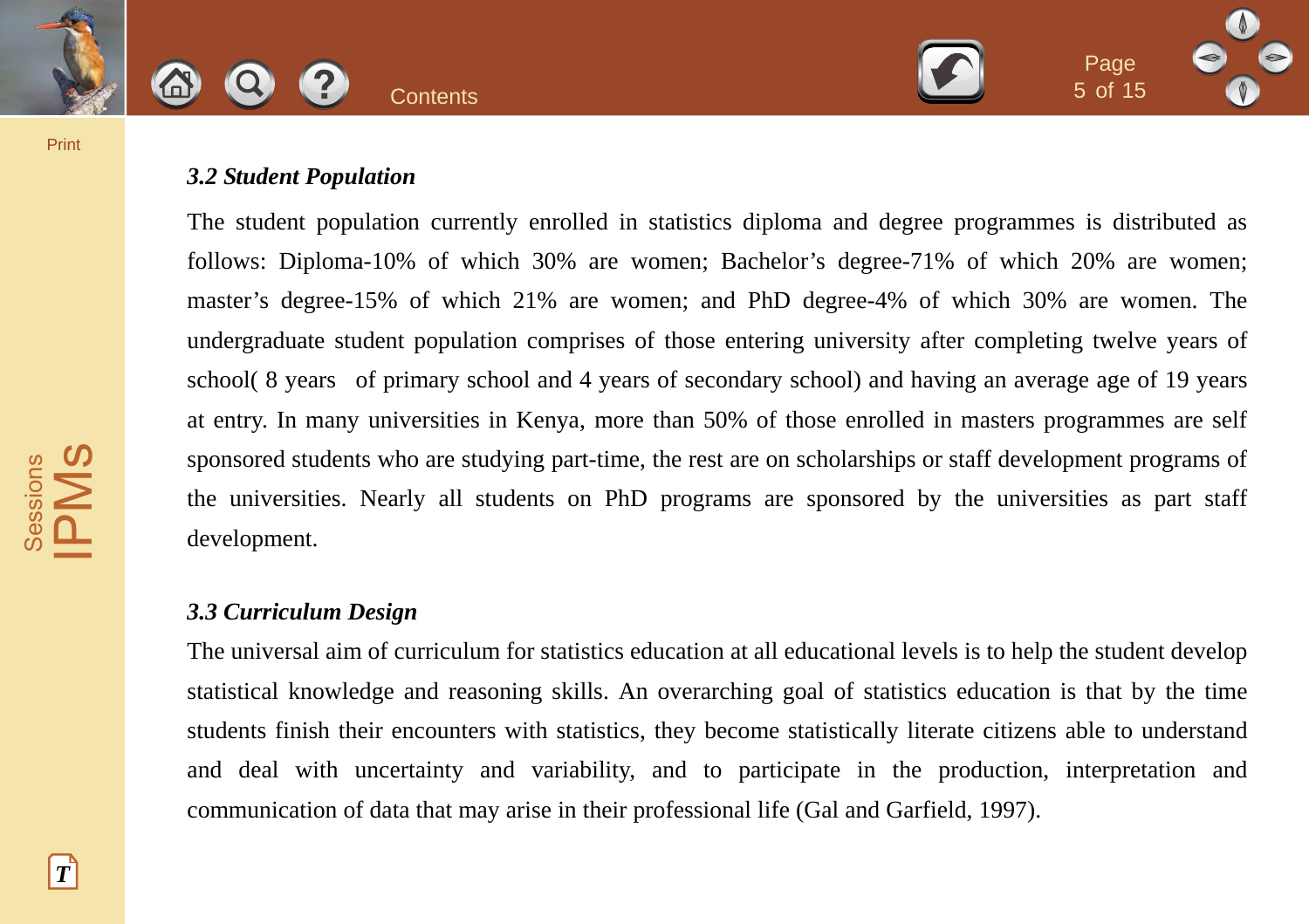### *3.2 Student Population*

The student population currently enrolled in statistics diploma and degree programmes is distributed as follows: Diploma-10% of which 30% are women; Bachelor's degree-71% of which 20% are women; master's degree-15% of which 21% are women; and PhD degree-4% of which 30% are women. The undergraduate student population comprises of those entering university after completing twelve years of school( 8 years of primary school and 4 years of secondary school) and having an average age of 19 years at entry. In many universities in Kenya, more than 50% of those enrolled in masters programmes are self sponsored students who are studying part-time, the rest are on scholarships or staff development programs of the universities. Nearly all students on PhD programs are sponsored by the universities as part staff development.

### *3.3 Curriculum Design*

The universal aim of curriculum for statistics education at all educational levels is to help the student develop statistical knowledge and reasoning skills. An overarching goal of statistics education is that by the time students finish their encounters with statistics, they become statistically literate citizens able to understand and deal with uncertainty and variability, and to participate in the production, interpretation and communication of data that may arise in their professional life (Gal and Garfield, 1997).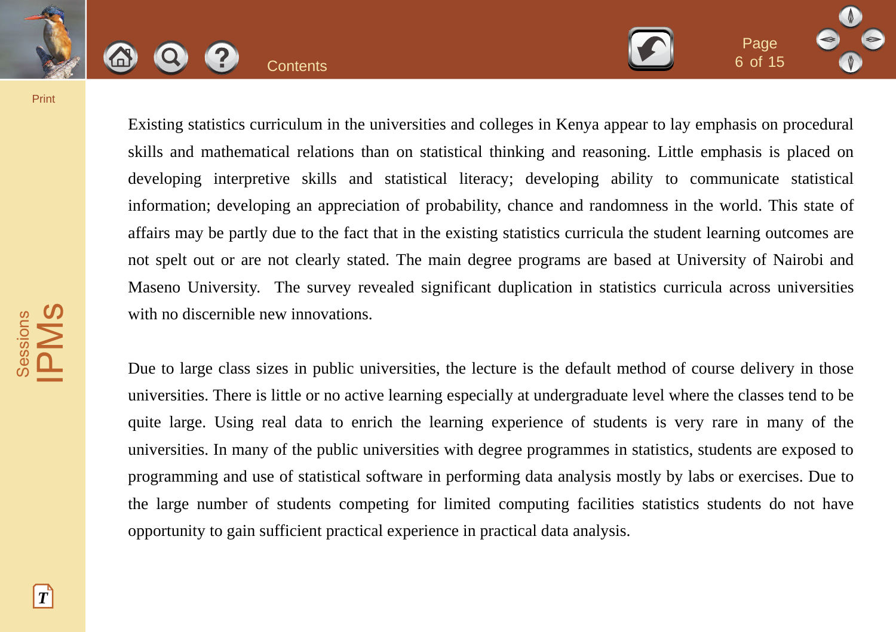Existing statistics curriculum in the universities and colleges in Kenya appear to lay emphasis on procedural skills and mathematical relations than on statistical thinking and reasoning. Little emphasis is placed on developing interpretive skills and statistical literacy; developing ability to communicate statistical information; developing an appreciation of probability, chance and randomness in the world. This state of affairs may be partly due to the fact that in the existing statistics curricula the student learning outcomes are not spelt out or are not clearly stated. The main degree programs are based at University of Nairobi and Maseno University. The survey revealed significant duplication in statistics curricula across universities with no discernible new innovations.

Due to large class sizes in public universities, the lecture is the default method of course delivery in those universities. There is little or no active learning especially at undergraduate level where the classes tend to be quite large. Using real data to enrich the learning experience of students is very rare in many of the universities. In many of the public universities with degree programmes in statistics, students are exposed to programming and use of statistical software in performing data analysis mostly by labs or exercises. Due to the large number of students competing for limited computing facilities statistics students do not have opportunity to gain sufficient practical experience in practical data analysis.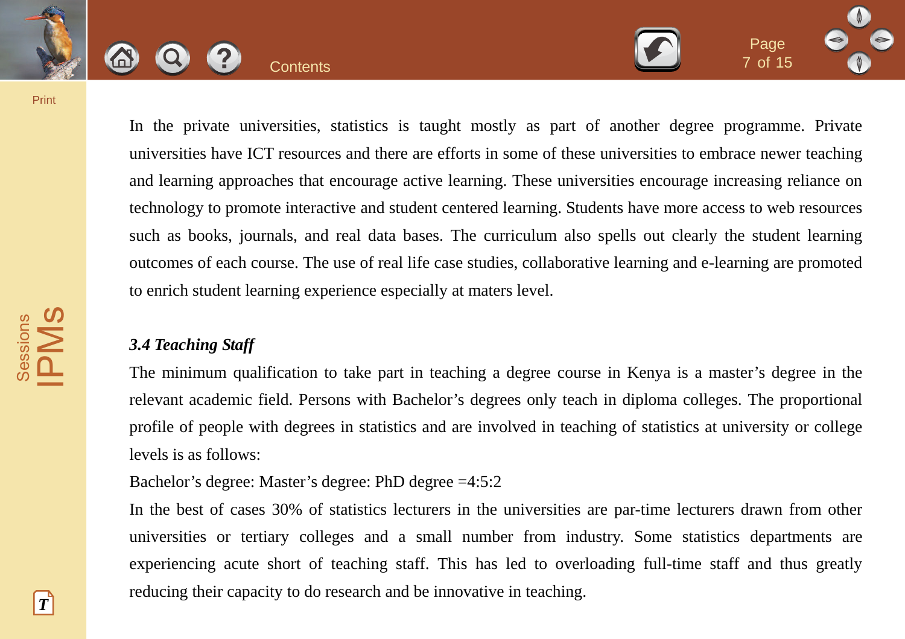In the private universities, statistics is taught mostly as part of another degree programme. Private universities have ICT resources and there are efforts in some of these universities to embrace newer teaching and learning approaches that encourage active learning. These universities encourage increasing reliance on technology to promote interactive and student centered learning. Students have more access to web resources such as books, journals, and real data bases. The curriculum also spells out clearly the student learning outcomes of each course. The use of real life case studies, collaborative learning and e-learning are promoted to enrich student learning experience especially at maters level.

### *3.4 Teaching Staff*

The minimum qualification to take part in teaching a degree course in Kenya is a master's degree in the relevant academic field. Persons with Bachelor's degrees only teach in diploma colleges. The proportional profile of people with degrees in statistics and are involved in teaching of statistics at university or college levels is as follows:

Bachelor's degree: Master's degree: PhD degree =4:5:2

In the best of cases 30% of statistics lecturers in the universities are par-time lecturers drawn from other universities or tertiary colleges and a small number from industry. Some statistics departments are experiencing acute short of teaching staff. This has led to overloading full-time staff and thus greatly reducing their capacity to do research and be innovative in teaching.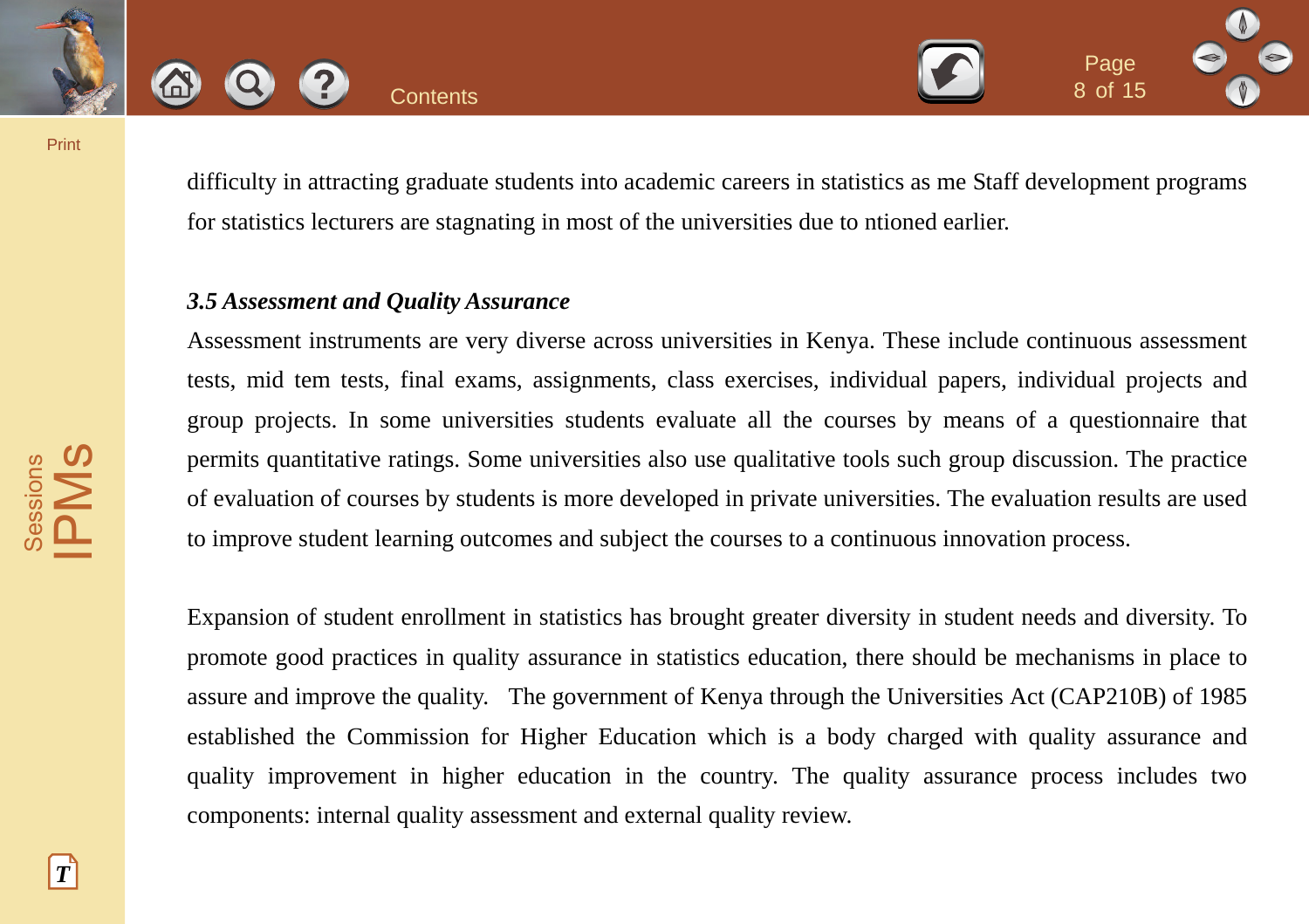difficulty in attracting graduate students into academic careers in statistics as me Staff development programs for statistics lecturers are stagnating in most of the universities due to ntioned earlier.

### *3.5 Assessment and Quality Assurance*

Assessment instruments are very diverse across universities in Kenya. These include continuous assessment tests, mid tem tests, final exams, assignments, class exercises, individual papers, individual projects and group projects. In some universities students evaluate all the courses by means of a questionnaire that permits quantitative ratings. Some universities also use qualitative tools such group discussion. The practice of evaluation of courses by students is more developed in private universities. The evaluation results are used to improve student learning outcomes and subject the courses to a continuous innovation process.

Expansion of student enrollment in statistics has brought greater diversity in student needs and diversity. To promote good practices in quality assurance in statistics education, there should be mechanisms in place to assure and improve the quality. The government of Kenya through the Universities Act (CAP210B) of 1985 established the Commission for Higher Education which is a body charged with quality assurance and quality improvement in higher education in the country. The quality assurance process includes two components: internal quality assessment and external quality review.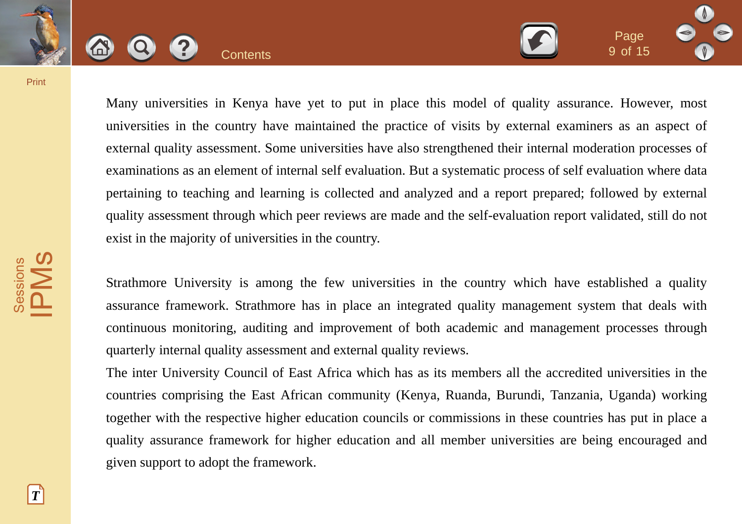Many universities in Kenya have yet to put in place this model of quality assurance. However, most universities in the country have maintained the practice of visits by external examiners as an aspect of external quality assessment. Some universities have also strengthened their internal moderation processes of examinations as an element of internal self evaluation. But a systematic process of self evaluation where data pertaining to teaching and learning is collected and analyzed and a report prepared; followed by external quality assessment through which peer reviews are made and the self-evaluation report validated, still do not exist in the majority of universities in the country.

Strathmore University is among the few universities in the country which have established a quality assurance framework. Strathmore has in place an integrated quality management system that deals with continuous monitoring, auditing and improvement of both academic and management processes through quarterly internal quality assessment and external quality reviews.

The inter University Council of East Africa which has as its members all the accredited universities in the countries comprising the East African community (Kenya, Ruanda, Burundi, Tanzania, Uganda) working together with the respective higher education councils or commissions in these countries has put in place a quality assurance framework for higher education and all member universities are being encouraged and given support to adopt the framework.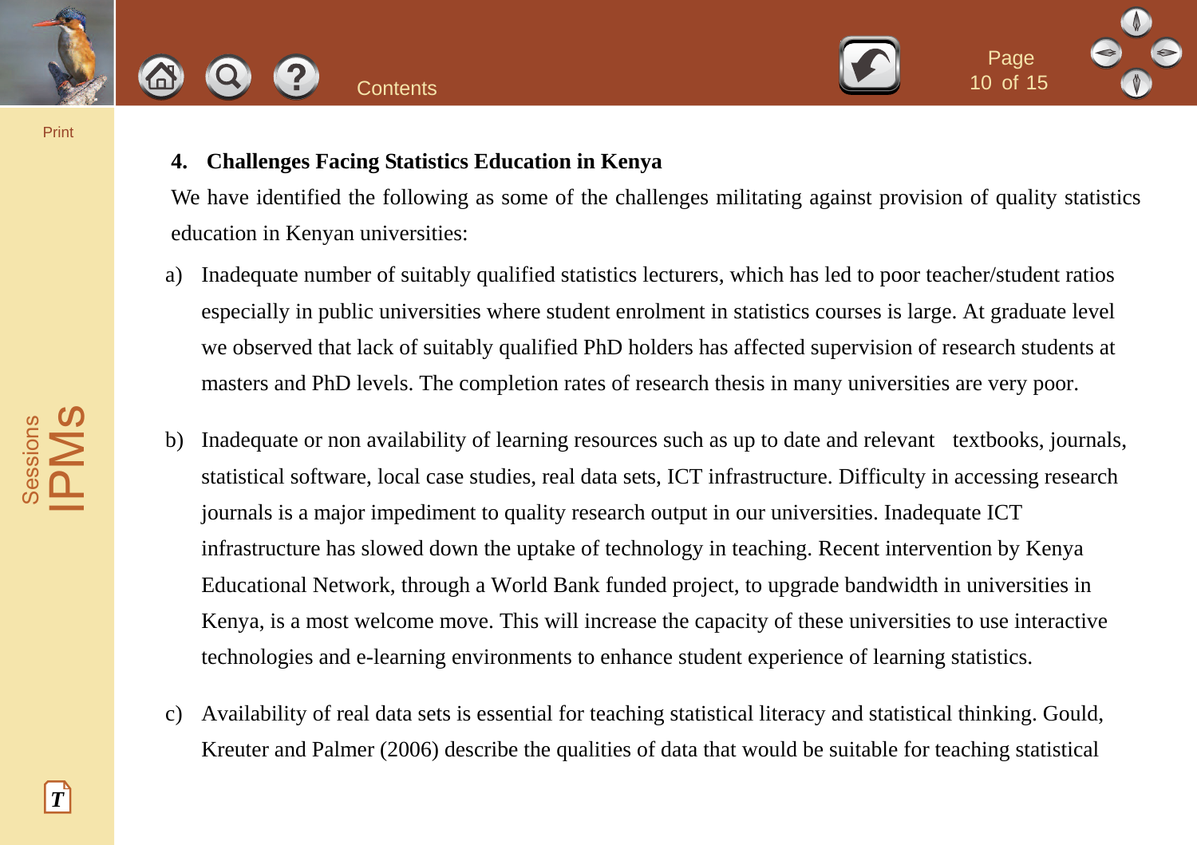## 4. Challenges Facing Statistics Education in Kenya

We have identified the following as some of the challenges militating against provision of quality statistics education in Kenyan universities:

a) Inadequate number of suitably qualified statistics lecturers, which has led to poor teacher/student ratios especially in public universities where student enrolment in statistics courses is large. At graduate level we observed that lack of suitably qualified PhD holders has affected supervision of research students at masters and PhD levels. The completion rates of research thesis in many universities are very poor.

b) Inadequate or non availability of learning resources such as up to date and relevant textbooks, journals, statistical software, local case studies, real data sets, ICT infrastructure. Difficulty in accessing research journals is a major impediment to quality research output in our universities. Inadequate ICT infrastructure has slowed down the uptake of technology in teaching. Recent intervention by Kenya Educational Network, through a World Bank funded project, to upgrade bandwidth in universities in Kenya, is a most welcome move. This will increase the capacity of these universities to use interactive technologies and e-learning environments to enhance student experience of learning statistics.

c) Availability of real data sets is essential for teaching statistical literacy and statistical thinking. Gould, Kreuter and Palmer (2006) describe the qualities of data that would be suitable for teaching statistical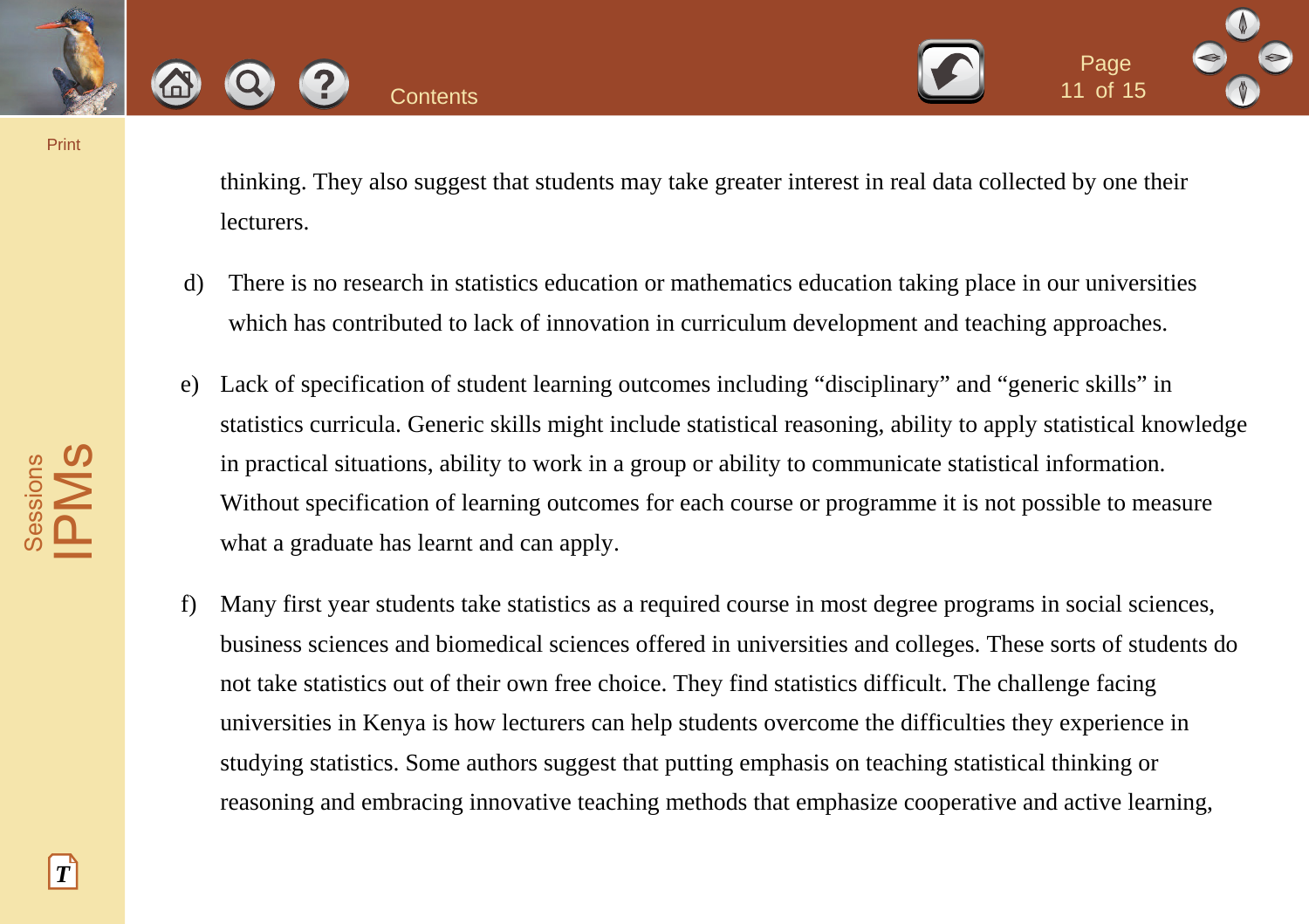thinking. They also suggest that students may take greater interest in real data collected by one their lecturers.

d) There is no research in statistics education or mathematics education taking place in our universities which has contributed to lack of innovation in curriculum development and teaching approaches.

e) Lack of specification of student learning outcomes including “disciplinary” and “generic skills” in statistics curricula. Generic skills might include statistical reasoning, ability to apply statistical knowledge in practical situations, ability to work in a group or ability to communicate statistical information. Without specification of learning outcomes for each course or programme it is not possible to measure what a graduate has learnt and can apply.

f) Many first year students take statistics as a required course in most degree programs in social sciences, business sciences and biomedical sciences offered in universities and colleges. These sorts of students do not take statistics out of their own free choice. They find statistics difficult. The challenge facing universities in Kenya is how lecturers can help students overcome the difficulties they experience in studying statistics. Some authors suggest that putting emphasis on teaching statistical thinking or reasoning and embracing innovative teaching methods that emphasize cooperative and active learning,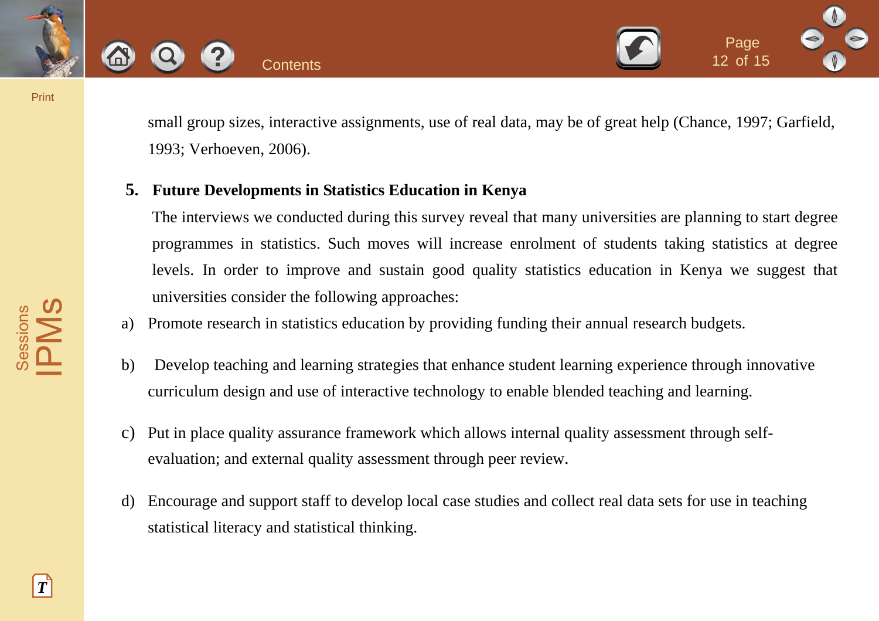small group sizes, interactive assignments, use of real data, may be of great help (Chance, 1997; Garfield, 1993; Verhoeven, 2006).

## 5. Future Developments in Statistics Education in Kenya

The interviews we conducted during this survey reveal that many universities are planning to start degree programmes in statistics. Such moves will increase enrolment of students taking statistics at degree levels. In order to improve and sustain good quality statistics education in Kenya we suggest that universities consider the following approaches:

a) Promote research in statistics education by providing funding their annual research budgets.

b) Develop teaching and learning strategies that enhance student learning experience through innovative curriculum design and use of interactive technology to enable blended teaching and learning.

c) Put in place quality assurance framework which allows internal quality assessment through self-evaluation; and external quality assessment through peer review.

d) Encourage and support staff to develop local case studies and collect real data sets for use in teaching statistical literacy and statistical thinking.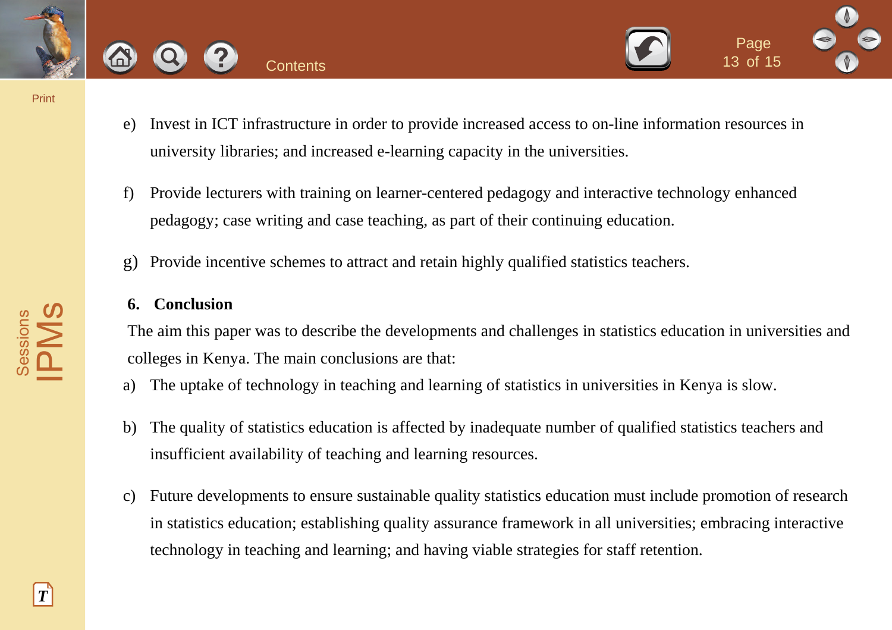e) Invest in ICT infrastructure in order to provide increased access to on-line information resources in university libraries; and increased e-learning capacity in the universities.

f) Provide lecturers with training on learner-centered pedagogy and interactive technology enhanced pedagogy; case writing and case teaching, as part of their continuing education.

g) Provide incentive schemes to attract and retain highly qualified statistics teachers.

## 6. Conclusion

The aim this paper was to describe the developments and challenges in statistics education in universities and colleges in Kenya. The main conclusions are that:

a) The uptake of technology in teaching and learning of statistics in universities in Kenya is slow.

b) The quality of statistics education is affected by inadequate number of qualified statistics teachers and insufficient availability of teaching and learning resources.

c) Future developments to ensure sustainable quality statistics education must include promotion of research in statistics education; establishing quality assurance framework in all universities; embracing interactive technology in teaching and learning; and having viable strategies for staff retention.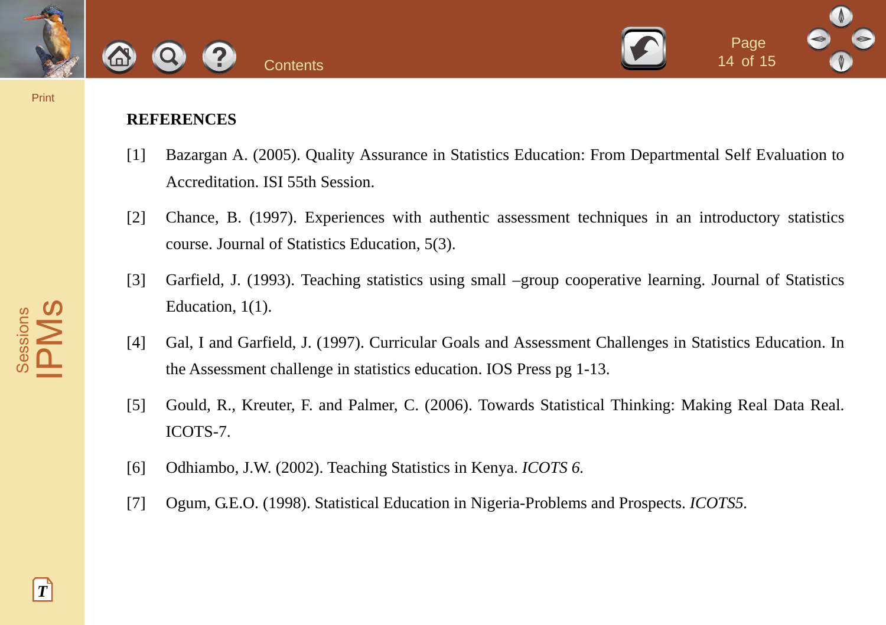## REFERENCES

[1] Bazargan A. (2005). Quality Assurance in Statistics Education: From Departmental Self Evaluation to Accreditation. ISI 55th Session.

[2] Chance, B. (1997). Experiences with authentic assessment techniques in an introductory statistics course. Journal of Statistics Education, 5(3).

[3] Garfield, J. (1993). Teaching statistics using small –group cooperative learning. Journal of Statistics Education, 1(1).

[4] Gal, I and Garfield, J. (1997). Curricular Goals and Assessment Challenges in Statistics Education. In the Assessment challenge in statistics education. IOS Press pg 1-13.

[5] Gould, R., Kreuter, F. and Palmer, C. (2006). Towards Statistical Thinking: Making Real Data Real. ICOTS-7.

[6] Odhiambo, J.W. (2002). Teaching Statistics in Kenya. *ICOTS 6.*

[7] Ogum, G.E.O. (1998). Statistical Education in Nigeria-Problems and Prospects. *ICOTS5.*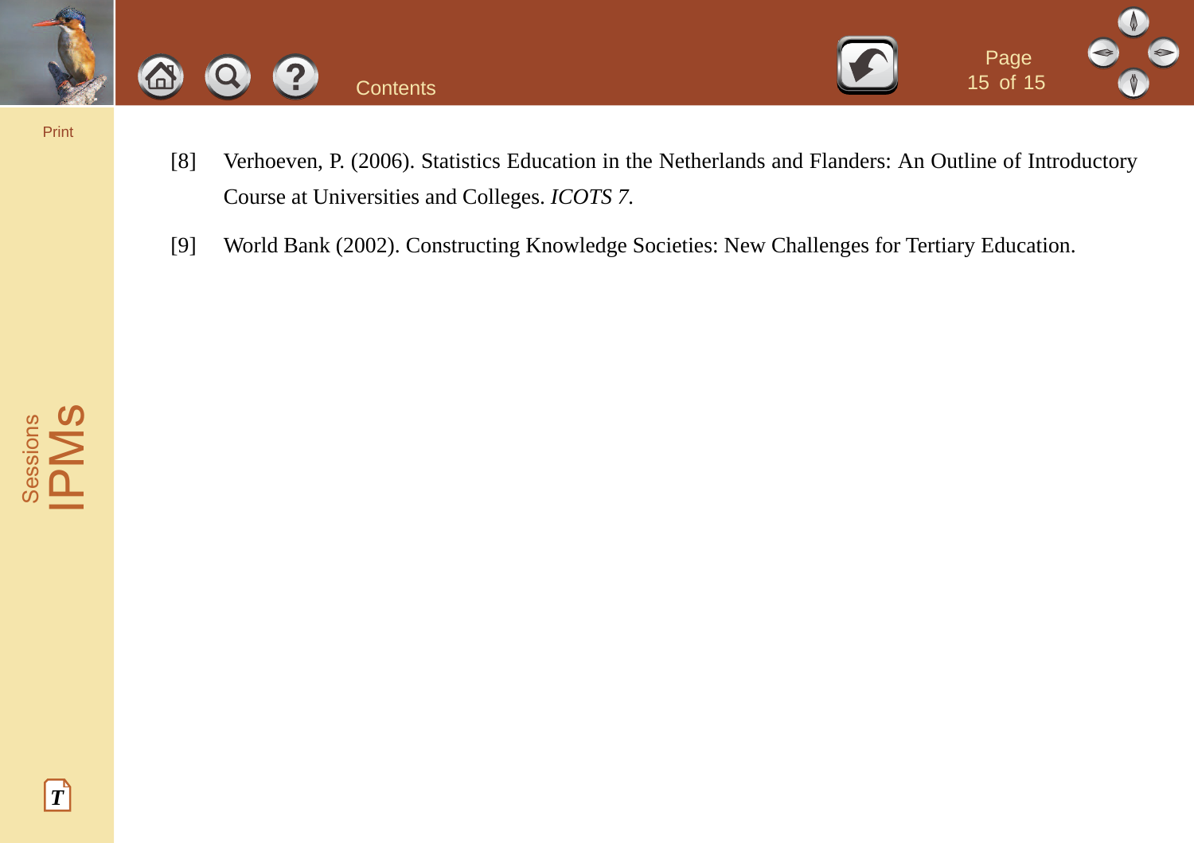[8] Verhoeven, P. (2006). Statistics Education in the Netherlands and Flanders: An Outline of Introductory Course at Universities and Colleges. *ICOTS 7*.

[9] World Bank (2002). Constructing Knowledge Societies: New Challenges for Tertiary Education.